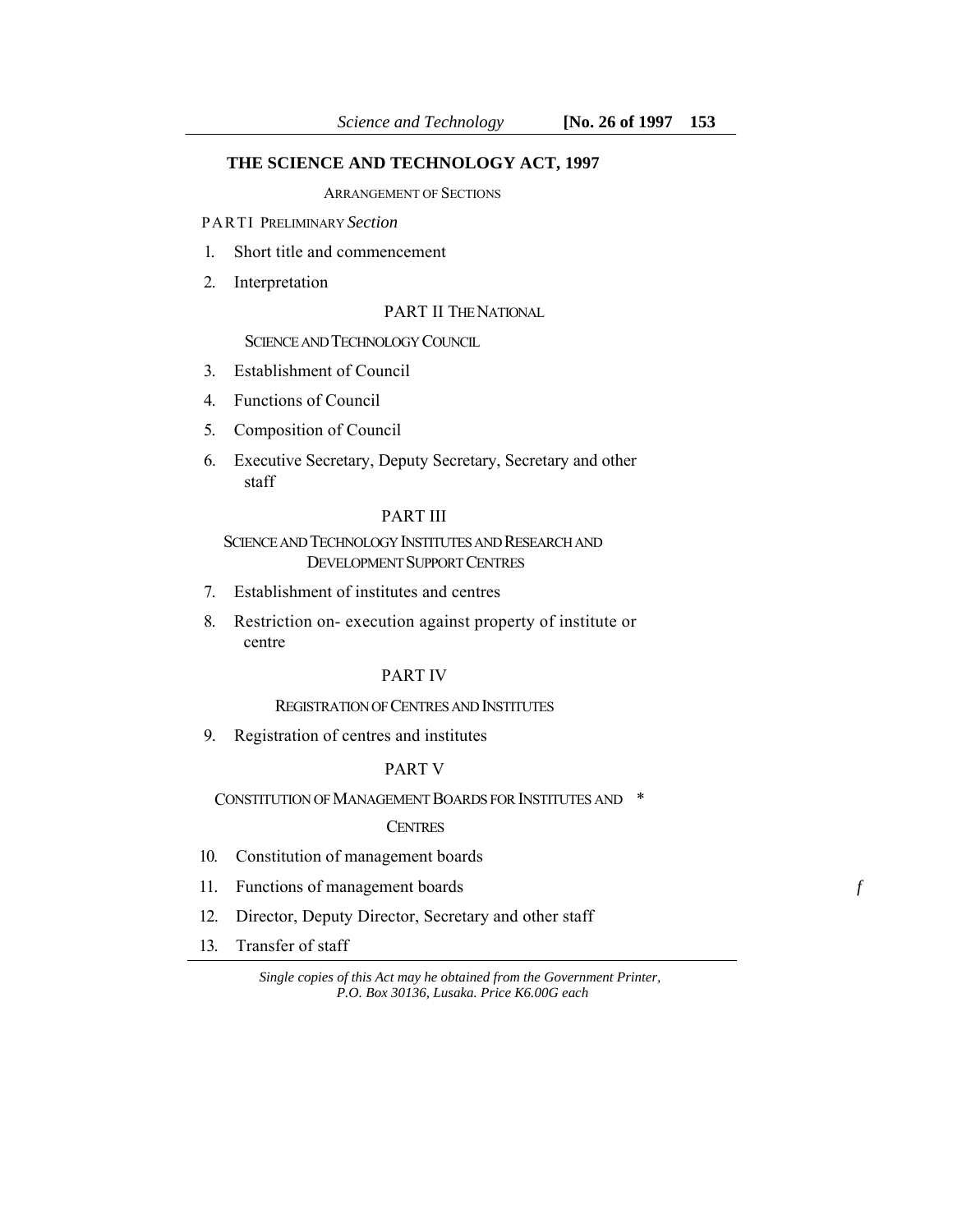# THE SCIENCE AND TECHNOLOGY ACT, 1997

ARRANGEMENT OF SECTIONS

PART I PRELIMINARY *Section*

1. Short title and commencement
2. Interpretation

PART II THE NATIONAL

SCIENCE AND TECHNOLOGY COUNCIL

3. Establishment of Council
4. Functions of Council
5. Composition of Council
6. Executive Secretary, Deputy Secretary, Secretary and other staff

PART III

SCIENCE AND TECHNOLOGY INSTITUTES AND RESEARCH AND DEVELOPMENT SUPPORT CENTRES

7. Establishment of institutes and centres
8. Restriction on- execution against property of institute or centre

PART IV

REGISTRATION OF CENTRES AND INSTITUTES

9. Registration of centres and institutes

PART V

CONSTITUTION OF MANAGEMENT BOARDS FOR INSTITUTES AND *

CENTRES

10. Constitution of management boards
11. Functions of management boards
12. Director, Deputy Director, Secretary and other staff
13. Transfer of staff

*Single copies of this Act may he obtained from the Government Printer, P.O. Box 30136, Lusaka. Price K6.00G each*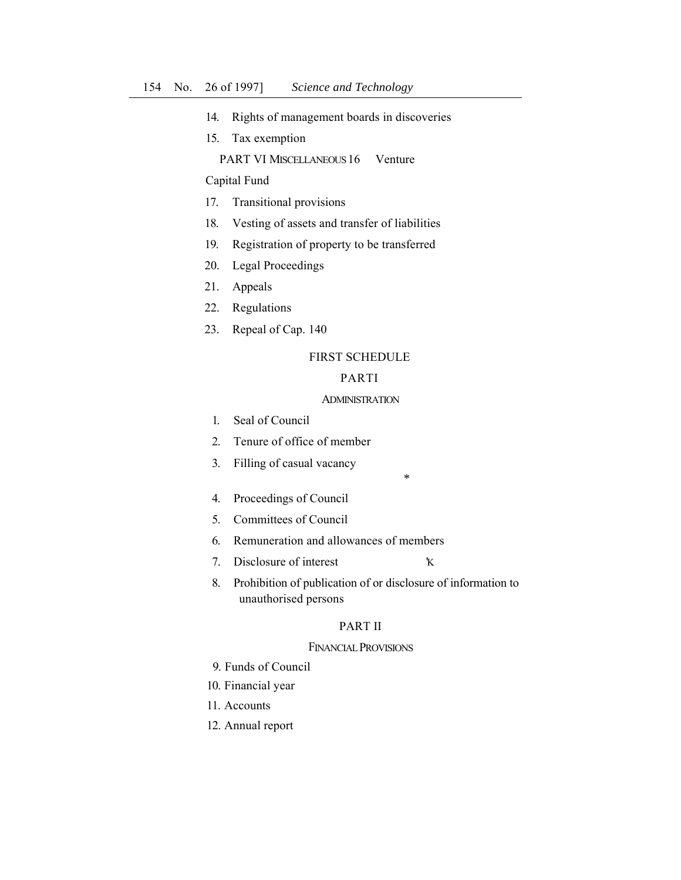14. Rights of management boards in discoveries

15. Tax exemption

PART VI MISCELLANEOUS

16. Venture Capital Fund

17. Transitional provisions

18. Vesting of assets and transfer of liabilities

19. Registration of property to be transferred

20. Legal Proceedings

21. Appeals

22. Regulations

23. Repeal of Cap. 140

FIRST SCHEDULE

PART I

ADMINISTRATION

1. Seal of Council
2. Tenure of office of member
3. Filling of casual vacancy
4. Proceedings of Council
5. Committees of Council
6. Remuneration and allowances of members
7. Disclosure of interest
8. Prohibition of publication of or disclosure of information to unauthorised persons

PART II

FINANCIAL PROVISIONS

9. Funds of Council
10. Financial year
11. Accounts
12. Annual report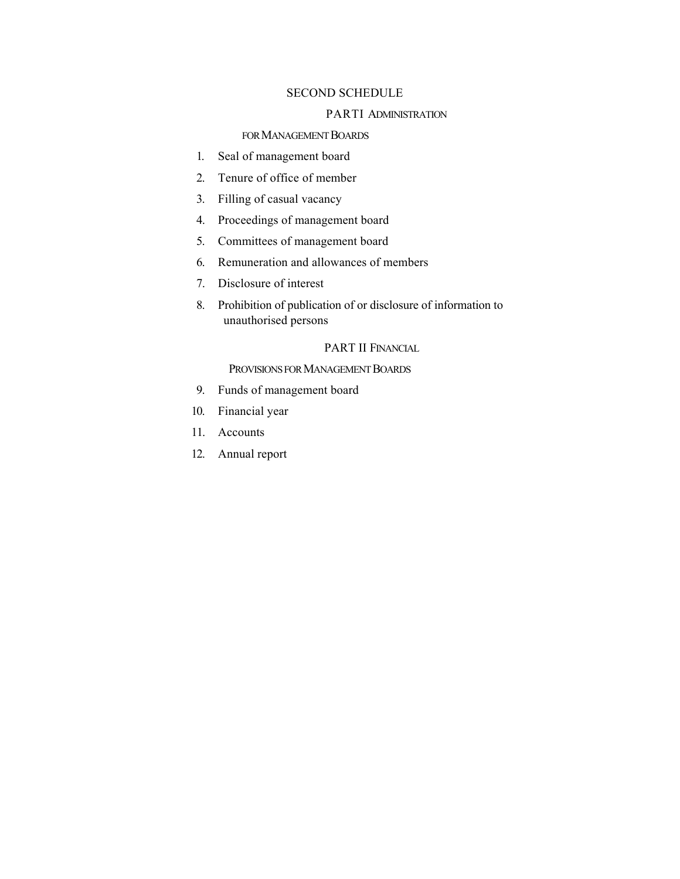## SECOND SCHEDULE

### PART I ADMINISTRATION FOR MANAGEMENT BOARDS

1. Seal of management board
2. Tenure of office of member
3. Filling of casual vacancy
4. Proceedings of management board
5. Committees of management board
6. Remuneration and allowances of members
7. Disclosure of interest
8. Prohibition of publication of or disclosure of information to unauthorised persons

### PART II FINANCIAL PROVISIONS FOR MANAGEMENT BOARDS

9. Funds of management board
10. Financial year
11. Accounts
12. Annual report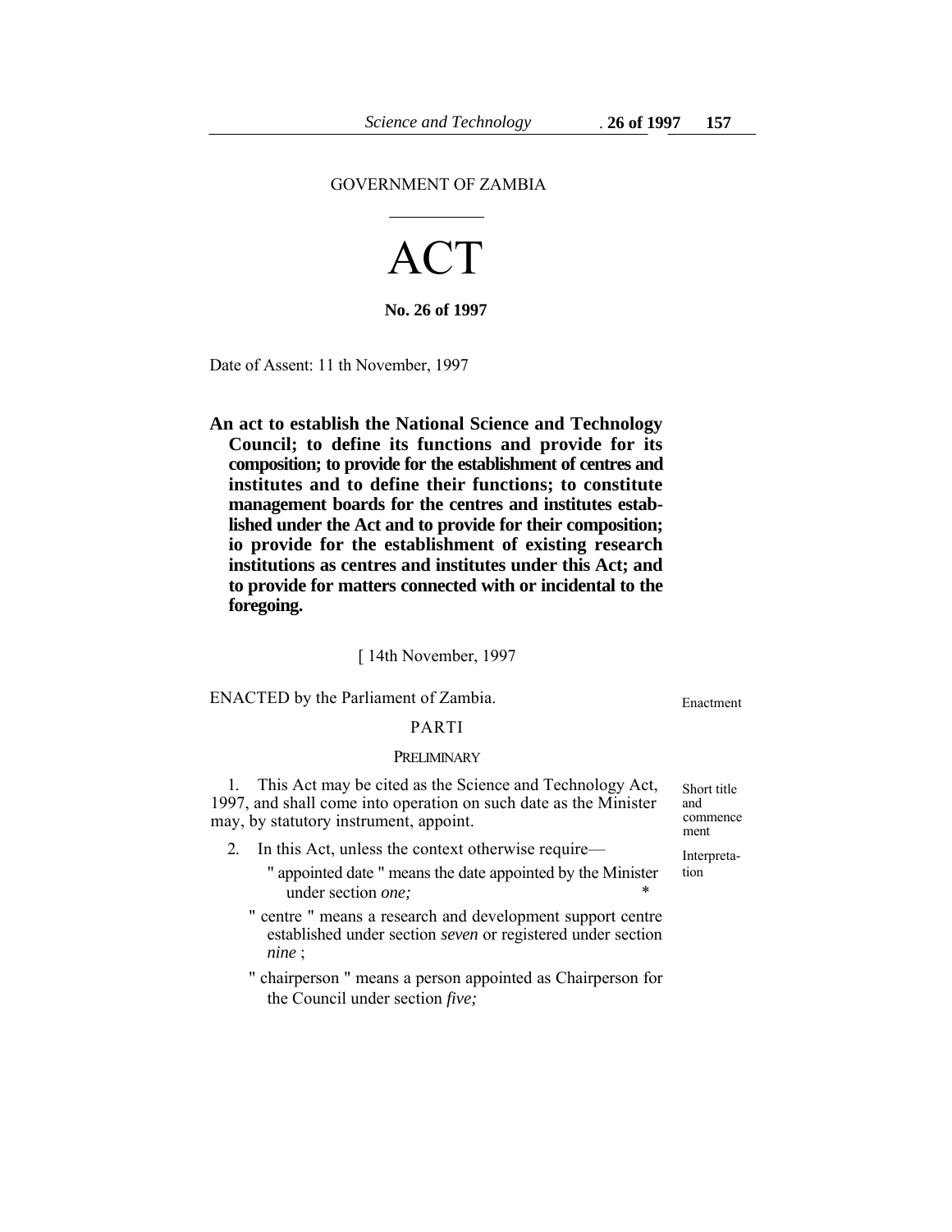GOVERNMENT OF ZAMBIA

# ACT

**No. 26 of 1997**

Date of Assent: 11 th November, 1997

**An act to establish the National Science and Technology Council; to define its functions and provide for its composition; to provide for the establishment of centres and institutes and to define their functions; to constitute management boards for the centres and institutes established under the Act and to provide for their composition; io provide for the establishment of existing research institutions as centres and institutes under this Act; and to provide for matters connected with or incidental to the foregoing.**

[ 14th November, 1997

ENACTED by the Parliament of Zambia. Enactment

## PART I

### PRELIMINARY

Short title and commencement

1. This Act may be cited as the Science and Technology Act, 1997, and shall come into operation on such date as the Minister may, by statutory instrument, appoint.

Interpretation

2. In this Act, unless the context otherwise require—

" appointed date " means the date appointed by the Minister under section *one;*

" centre " means a research and development support centre established under section *seven* or registered under section *nine* ;

" chairperson " means a person appointed as Chairperson for the Council under section *five;*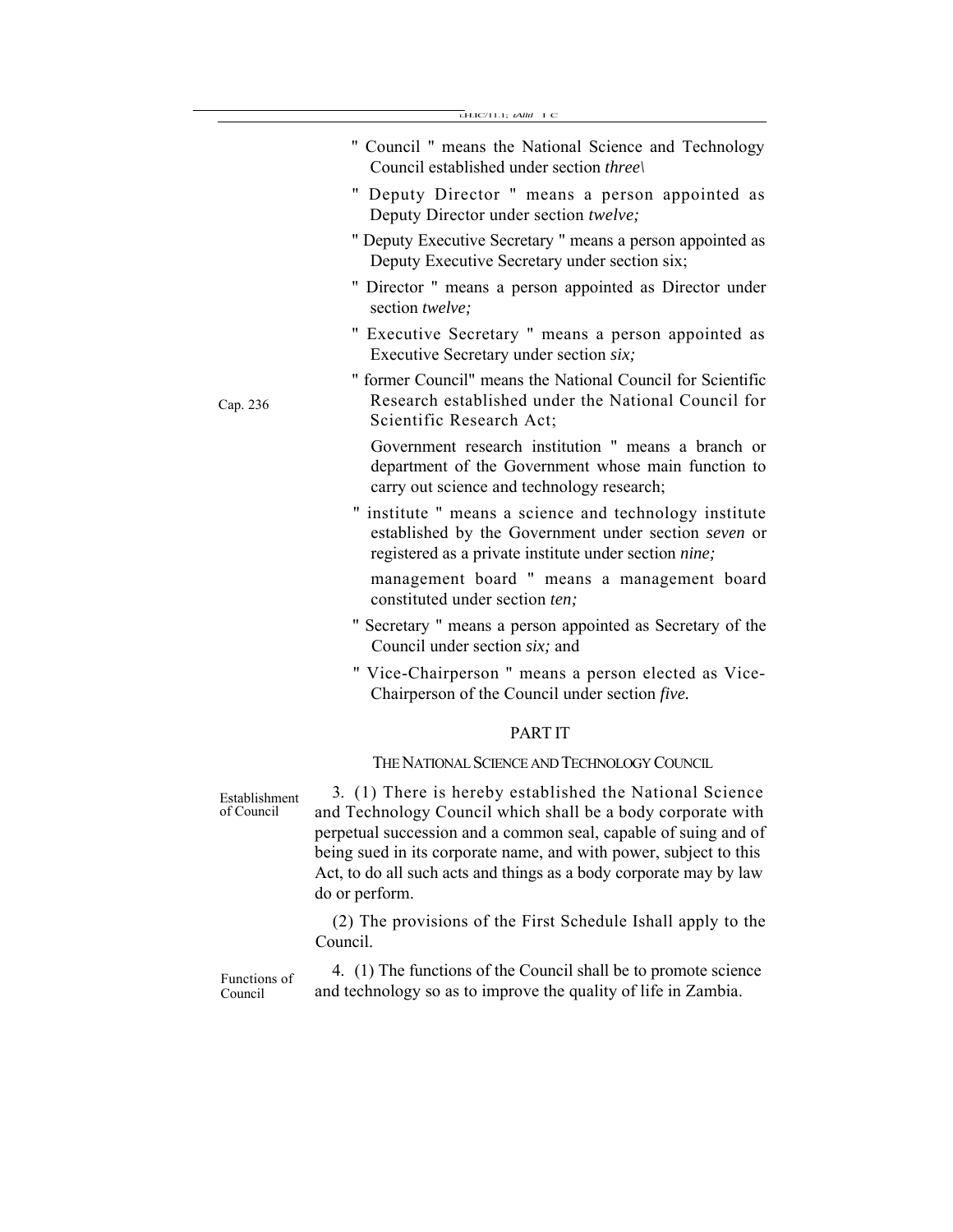" Council " means the National Science and Technology Council established under section *three\*

" Deputy Director " means a person appointed as Deputy Director under section *twelve;*

" Deputy Executive Secretary " means a person appointed as Deputy Executive Secretary under section six;

" Director " means a person appointed as Director under section *twelve;*

" Executive Secretary " means a person appointed as Executive Secretary under section *six;*

Cap. 236

" former Council" means the National Council for Scientific Research established under the National Council for Scientific Research Act;

Government research institution " means a branch or department of the Government whose main function to carry out science and technology research;

" institute " means a science and technology institute established by the Government under section *seven* or registered as a private institute under section *nine;*

management board " means a management board constituted under section *ten;*

" Secretary " means a person appointed as Secretary of the Council under section *six;* and

" Vice-Chairperson " means a person elected as Vice-Chairperson of the Council under section *five.*

## PART IT

### THE NATIONAL SCIENCE AND TECHNOLOGY COUNCIL

Establishment of Council

3. (1) There is hereby established the National Science and Technology Council which shall be a body corporate with perpetual succession and a common seal, capable of suing and of being sued in its corporate name, and with power, subject to this Act, to do all such acts and things as a body corporate may by law do or perform.

(2) The provisions of the First Schedule Ishall apply to the Council.

Functions of Council

4. (1) The functions of the Council shall be to promote science and technology so as to improve the quality of life in Zambia.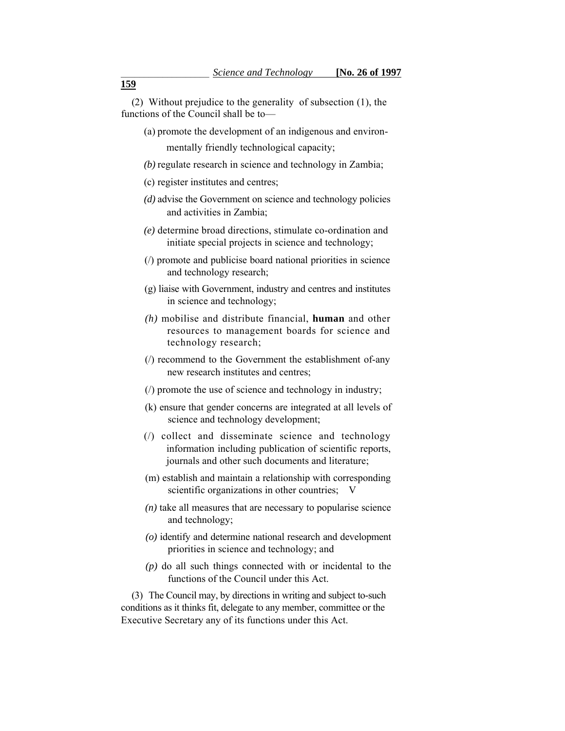(2) Without prejudice to the generality of subsection (1), the functions of the Council shall be to—

(a) promote the development of an indigenous and environmentally friendly technological capacity;

*(b)* regulate research in science and technology in Zambia;

(c) register institutes and centres;

*(d)* advise the Government on science and technology policies and activities in Zambia;

*(e)* determine broad directions, stimulate co-ordination and initiate special projects in science and technology;

(/) promote and publicise board national priorities in science and technology research;

(g) liaise with Government, industry and centres and institutes in science and technology;

*(h)* mobilise and distribute financial, **human** and other resources to management boards for science and technology research;

(/) recommend to the Government the establishment of-any new research institutes and centres;

(/) promote the use of science and technology in industry;

(k) ensure that gender concerns are integrated at all levels of science and technology development;

(/) collect and disseminate science and technology information including publication of scientific reports, journals and other such documents and literature;

(m) establish and maintain a relationship with corresponding scientific organizations in other countries; V

*(n)* take all measures that are necessary to popularise science and technology;

*(o)* identify and determine national research and development priorities in science and technology; and

*(p)* do all such things connected with or incidental to the functions of the Council under this Act.

(3) The Council may, by directions in writing and subject to-such conditions as it thinks fit, delegate to any member, committee or the Executive Secretary any of its functions under this Act.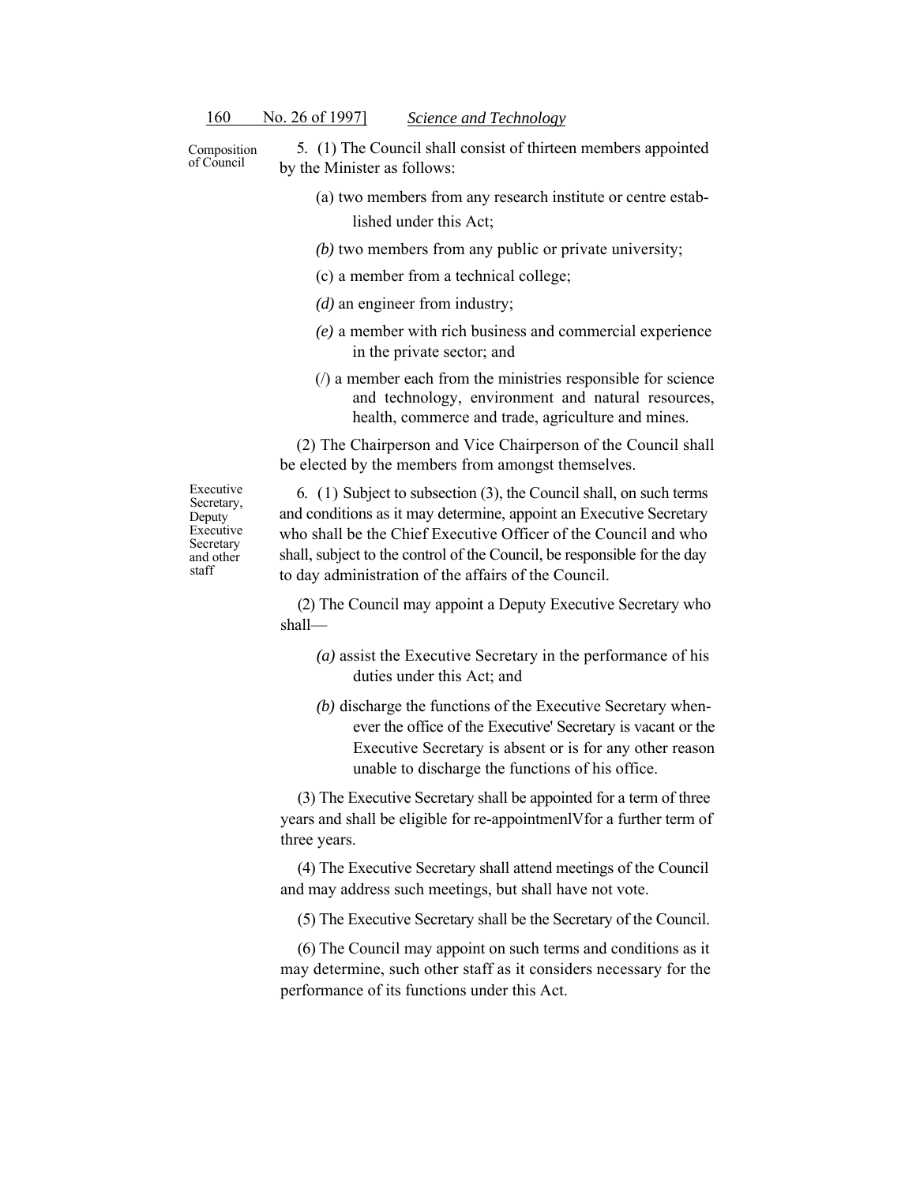Composition of Council

5. (1) The Council shall consist of thirteen members appointed by the Minister as follows:

(a) two members from any research institute or centre established under this Act;

*(b)* two members from any public or private university;

(c) a member from a technical college;

*(d)* an engineer from industry;

*(e)* a member with rich business and commercial experience in the private sector; and

(/) a member each from the ministries responsible for science and technology, environment and natural resources, health, commerce and trade, agriculture and mines.

(2) The Chairperson and Vice Chairperson of the Council shall be elected by the members from amongst themselves.

Executive Secretary, Deputy Executive Secretary and other staff

6. (1) Subject to subsection (3), the Council shall, on such terms and conditions as it may determine, appoint an Executive Secretary who shall be the Chief Executive Officer of the Council and who shall, subject to the control of the Council, be responsible for the day to day administration of the affairs of the Council.

(2) The Council may appoint a Deputy Executive Secretary who shall—

*(a)* assist the Executive Secretary in the performance of his duties under this Act; and

*(b)* discharge the functions of the Executive Secretary whenever the office of the Executive' Secretary is vacant or the Executive Secretary is absent or is for any other reason unable to discharge the functions of his office.

(3) The Executive Secretary shall be appointed for a term of three years and shall be eligible for re-appointmenlVfor a further term of three years.

(4) The Executive Secretary shall attend meetings of the Council and may address such meetings, but shall have not vote.

(5) The Executive Secretary shall be the Secretary of the Council.

(6) The Council may appoint on such terms and conditions as it may determine, such other staff as it considers necessary for the performance of its functions under this Act.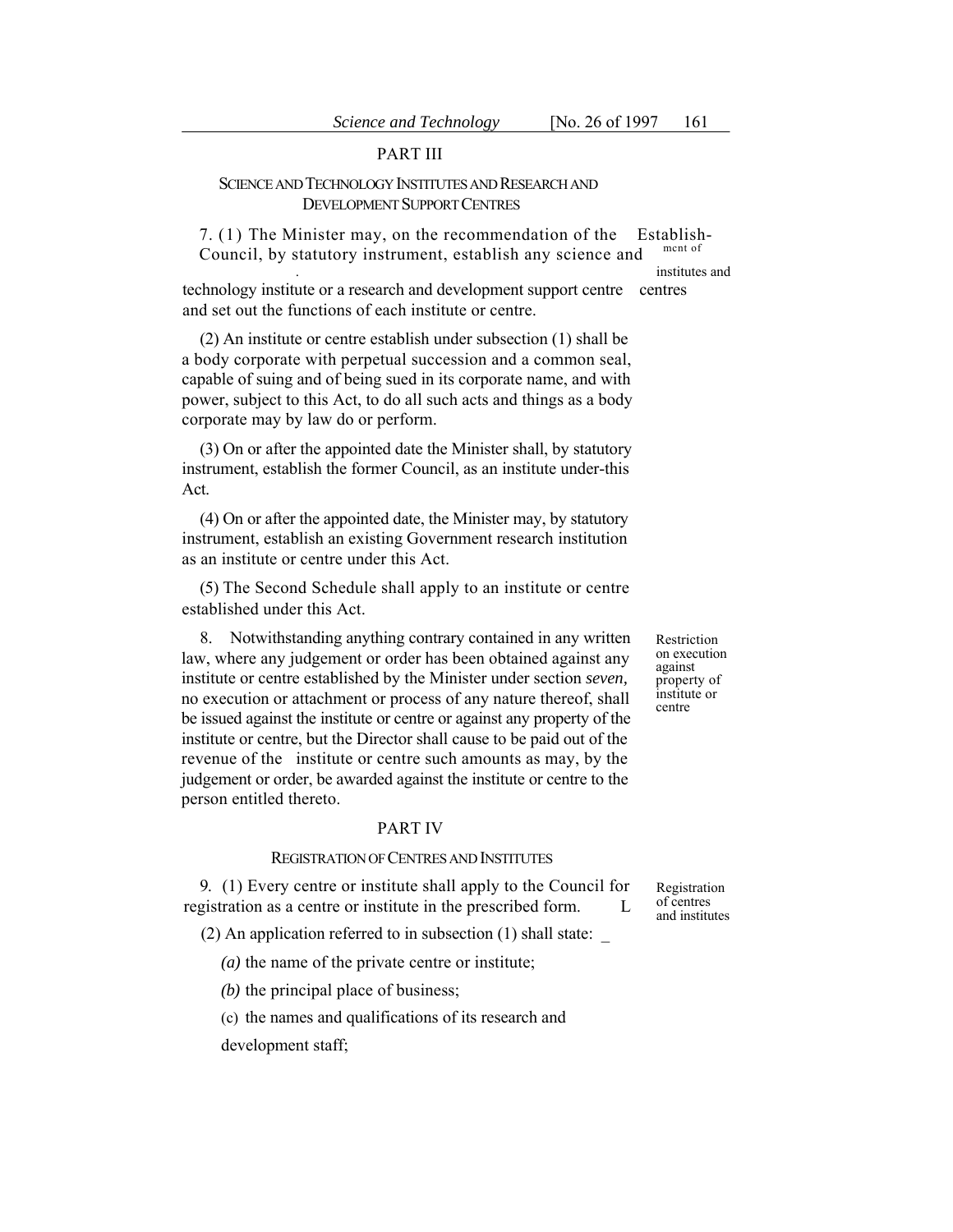## PART III

### SCIENCE AND TECHNOLOGY INSTITUTES AND RESEARCH AND DEVELOPMENT SUPPORT CENTRES

Establishment of institutes and centres

7. (1) The Minister may, on the recommendation of the Council, by statutory instrument, establish any science and technology institute or a research and development support centre and set out the functions of each institute or centre.

(2) An institute or centre establish under subsection (1) shall be a body corporate with perpetual succession and a common seal, capable of suing and of being sued in its corporate name, and with power, subject to this Act, to do all such acts and things as a body corporate may by law do or perform.

(3) On or after the appointed date the Minister shall, by statutory instrument, establish the former Council, as an institute under-this Act.

(4) On or after the appointed date, the Minister may, by statutory instrument, establish an existing Government research institution as an institute or centre under this Act.

(5) The Second Schedule shall apply to an institute or centre established under this Act.

Restriction on execution against property of institute or centre

8. Notwithstanding anything contrary contained in any written law, where any judgement or order has been obtained against any institute or centre established by the Minister under section *seven,* no execution or attachment or process of any nature thereof, shall be issued against the institute or centre or against any property of the institute or centre, but the Director shall cause to be paid out of the revenue of the institute or centre such amounts as may, by the judgement or order, be awarded against the institute or centre to the person entitled thereto.

## PART IV

### REGISTRATION OF CENTRES AND INSTITUTES

Registration of centres and institutes

9. (1) Every centre or institute shall apply to the Council for registration as a centre or institute in the prescribed form.

(2) An application referred to in subsection (1) shall state: _

*(a)* the name of the private centre or institute;

*(b)* the principal place of business;

(c) the names and qualifications of its research and development staff;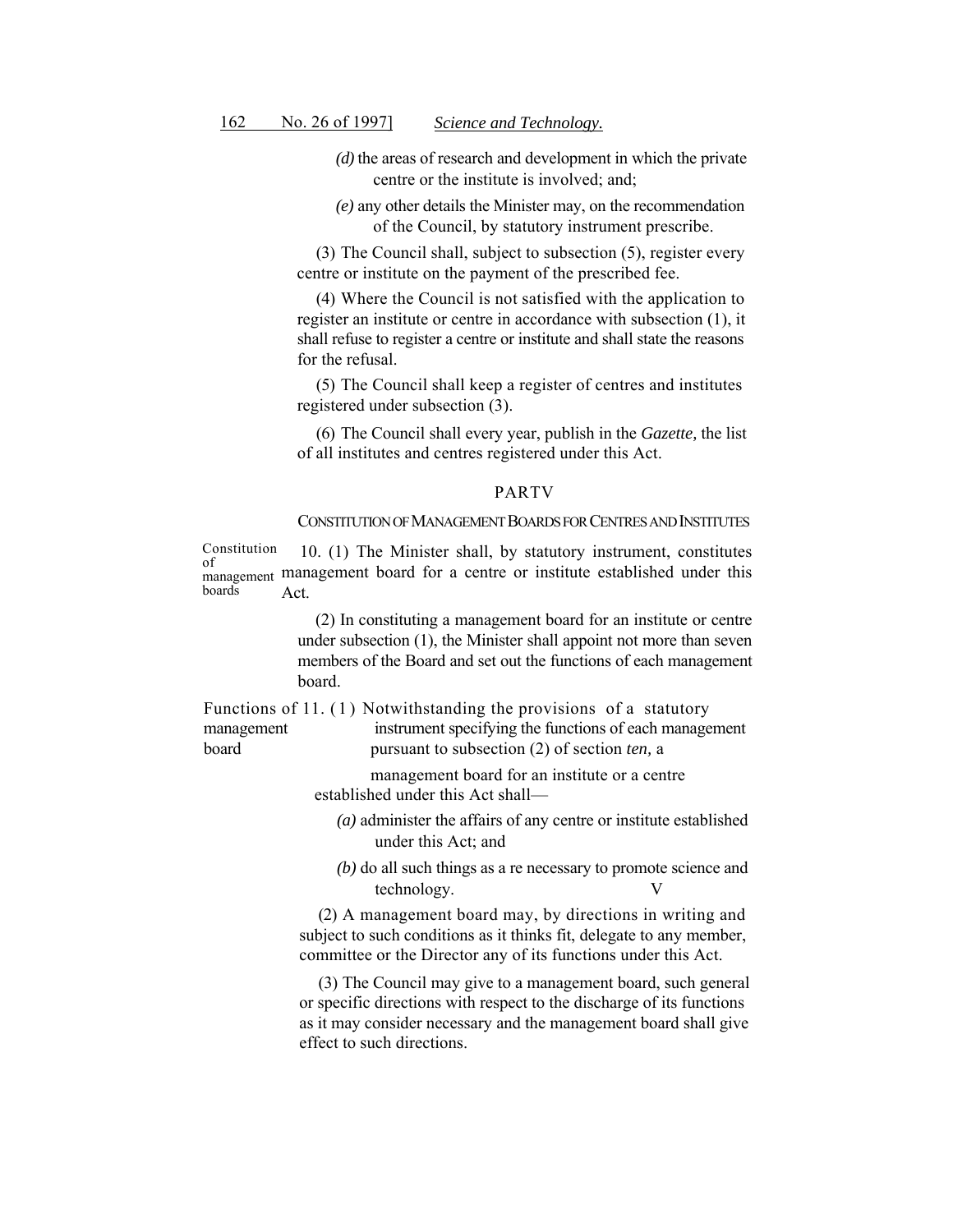*(d)* the areas of research and development in which the private centre or the institute is involved; and;

*(e)* any other details the Minister may, on the recommendation of the Council, by statutory instrument prescribe.

(3) The Council shall, subject to subsection (5), register every centre or institute on the payment of the prescribed fee.

(4) Where the Council is not satisfied with the application to register an institute or centre in accordance with subsection (1), it shall refuse to register a centre or institute and shall state the reasons for the refusal.

(5) The Council shall keep a register of centres and institutes registered under subsection (3).

(6) The Council shall every year, publish in the *Gazette,* the list of all institutes and centres registered under this Act.

## PARTV

### CONSTITUTION OF MANAGEMENT BOARDS FOR CENTRES AND INSTITUTES

Constitution of management boards

10. (1) The Minister shall, by statutory instrument, constitutes management board for a centre or institute established under this Act.

(2) In constituting a management board for an institute or centre under subsection (1), the Minister shall appoint not more than seven members of the Board and set out the functions of each management board.

Functions of management board

11. (1) Notwithstanding the provisions of a statutory instrument specifying the functions of each management pursuant to subsection (2) of section *ten,* a management board for an institute or a centre established under this Act shall—

*(a)* administer the affairs of any centre or institute established under this Act; and

*(b)* do all such things as a re necessary to promote science and technology. V

(2) A management board may, by directions in writing and subject to such conditions as it thinks fit, delegate to any member, committee or the Director any of its functions under this Act.

(3) The Council may give to a management board, such general or specific directions with respect to the discharge of its functions as it may consider necessary and the management board shall give effect to such directions.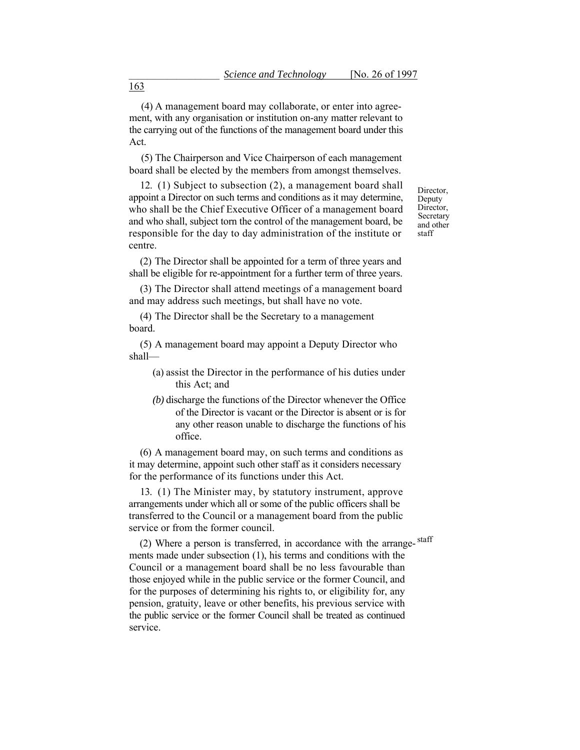(4) A management board may collaborate, or enter into agreement, with any organisation or institution on-any matter relevant to the carrying out of the functions of the management board under this Act.

(5) The Chairperson and Vice Chairperson of each management board shall be elected by the members from amongst themselves.

Director, Deputy Director, Secretary and other staff

12. (1) Subject to subsection (2), a management board shall appoint a Director on such terms and conditions as it may determine, who shall be the Chief Executive Officer of a management board and who shall, subject torn the control of the management board, be responsible for the day to day administration of the institute or centre.

(2) The Director shall be appointed for a term of three years and shall be eligible for re-appointment for a further term of three years.

(3) The Director shall attend meetings of a management board and may address such meetings, but shall have no vote.

(4) The Director shall be the Secretary to a management board.

(5) A management board may appoint a Deputy Director who shall—

(a) assist the Director in the performance of his duties under this Act; and

*(b)* discharge the functions of the Director whenever the Office of the Director is vacant or the Director is absent or is for any other reason unable to discharge the functions of his office.

(6) A management board may, on such terms and conditions as it may determine, appoint such other staff as it considers necessary for the performance of its functions under this Act.

13. (1) The Minister may, by statutory instrument, approve arrangements under which all or some of the public officers shall be transferred to the Council or a management board from the public service or from the former council.

staff

(2) Where a person is transferred, in accordance with the arrangements made under subsection (1), his terms and conditions with the Council or a management board shall be no less favourable than those enjoyed while in the public service or the former Council, and for the purposes of determining his rights to, or eligibility for, any pension, gratuity, leave or other benefits, his previous service with the public service or the former Council shall be treated as continued service.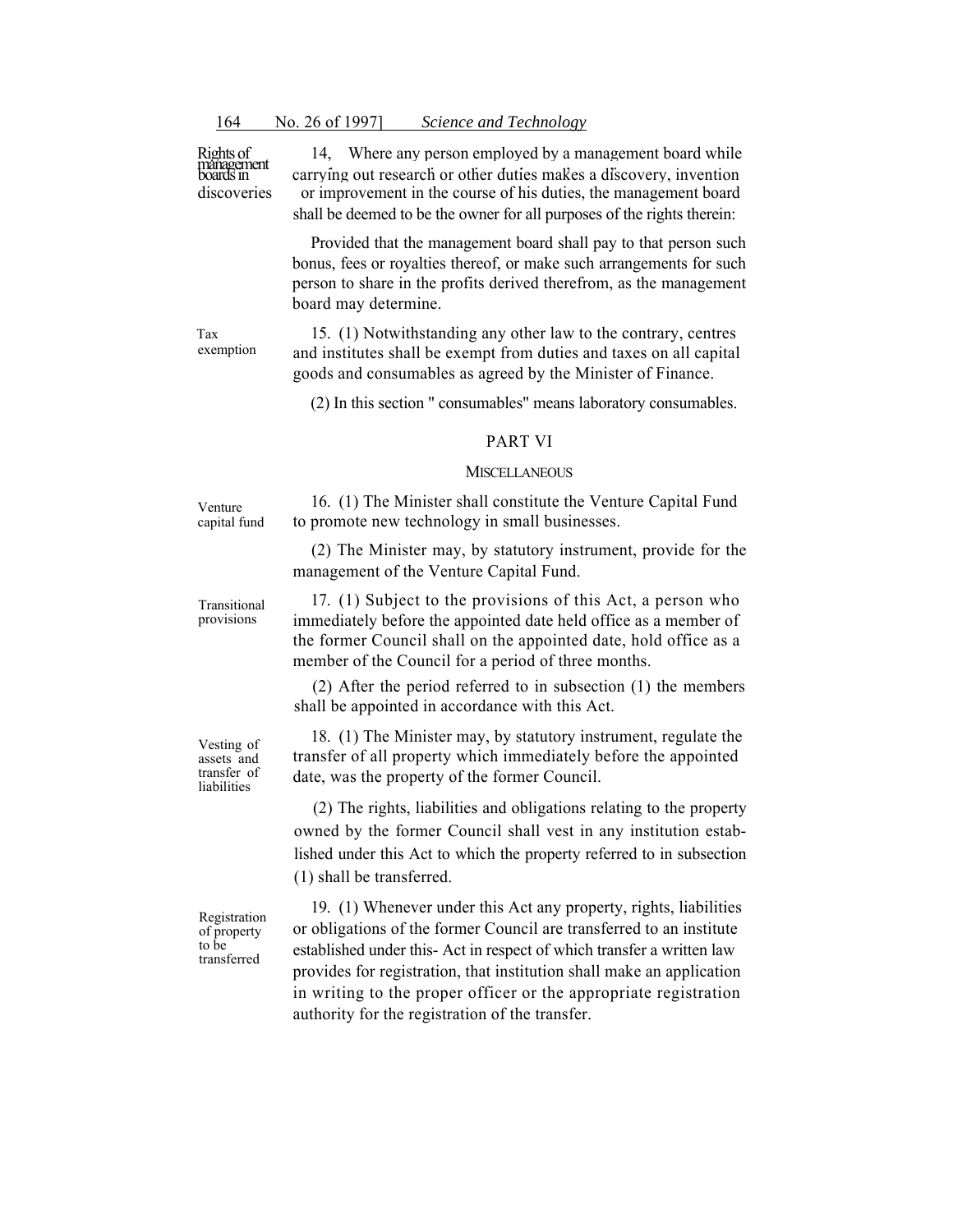Rights of management boards in discoveries

14, Where any person employed by a management board while carrying out research or other duties makes a discovery, invention or improvement in the course of his duties, the management board shall be deemed to be the owner for all purposes of the rights therein:

Provided that the management board shall pay to that person such bonus, fees or royalties thereof, or make such arrangements for such person to share in the profits derived therefrom, as the management board may determine.

Tax exemption

15. (1) Notwithstanding any other law to the contrary, centres and institutes shall be exempt from duties and taxes on all capital goods and consumables as agreed by the Minister of Finance.

(2) In this section " consumables" means laboratory consumables.

## PART VI

### MISCELLANEOUS

Venture capital fund

16. (1) The Minister shall constitute the Venture Capital Fund to promote new technology in small businesses.

(2) The Minister may, by statutory instrument, provide for the management of the Venture Capital Fund.

Transitional provisions

17. (1) Subject to the provisions of this Act, a person who immediately before the appointed date held office as a member of the former Council shall on the appointed date, hold office as a member of the Council for a period of three months.

(2) After the period referred to in subsection (1) the members shall be appointed in accordance with this Act.

Vesting of assets and transfer of liabilities

18. (1) The Minister may, by statutory instrument, regulate the transfer of all property which immediately before the appointed date, was the property of the former Council.

(2) The rights, liabilities and obligations relating to the property owned by the former Council shall vest in any institution established under this Act to which the property referred to in subsection (1) shall be transferred.

Registration of property to be transferred

19. (1) Whenever under this Act any property, rights, liabilities or obligations of the former Council are transferred to an institute established under this- Act in respect of which transfer a written law provides for registration, that institution shall make an application in writing to the proper officer or the appropriate registration authority for the registration of the transfer.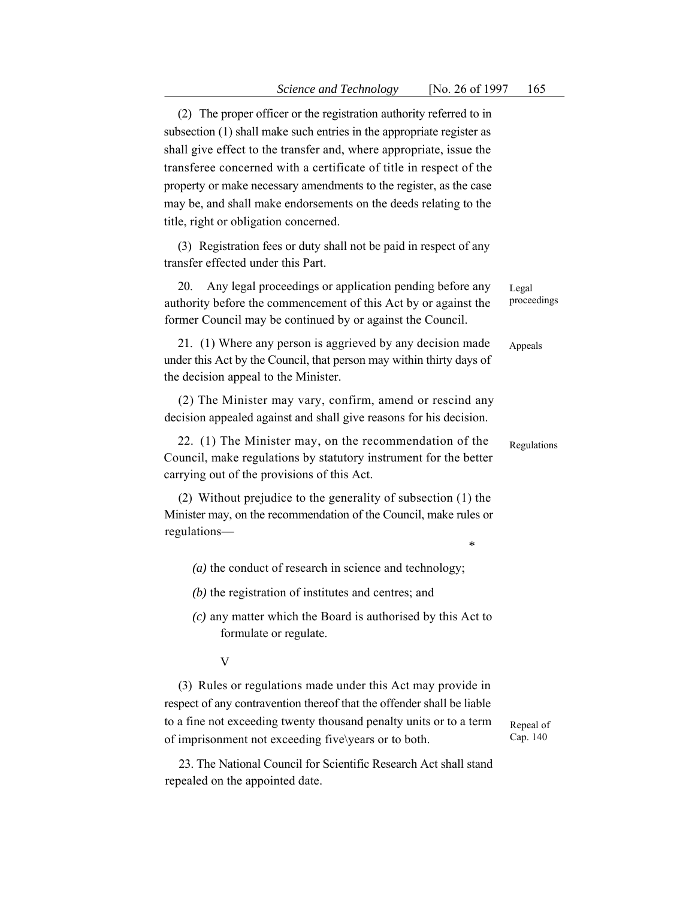(2) The proper officer or the registration authority referred to in subsection (1) shall make such entries in the appropriate register as shall give effect to the transfer and, where appropriate, issue the transferee concerned with a certificate of title in respect of the property or make necessary amendments to the register, as the case may be, and shall make endorsements on the deeds relating to the title, right or obligation concerned.

(3) Registration fees or duty shall not be paid in respect of any transfer effected under this Part.

Legal proceedings

20. Any legal proceedings or application pending before any authority before the commencement of this Act by or against the former Council may be continued by or against the Council.

Appeals

21. (1) Where any person is aggrieved by any decision made under this Act by the Council, that person may within thirty days of the decision appeal to the Minister.

(2) The Minister may vary, confirm, amend or rescind any decision appealed against and shall give reasons for his decision.

Regulations

22. (1) The Minister may, on the recommendation of the Council, make regulations by statutory instrument for the better carrying out of the provisions of this Act.

(2) Without prejudice to the generality of subsection (1) the Minister may, on the recommendation of the Council, make rules or regulations—

*

*(a)* the conduct of research in science and technology;

*(b)* the registration of institutes and centres; and

*(c)* any matter which the Board is authorised by this Act to formulate or regulate.

V

(3) Rules or regulations made under this Act may provide in respect of any contravention thereof that the offender shall be liable to a fine not exceeding twenty thousand penalty units or to a term of imprisonment not exceeding five\years or to both.

Repeal of Cap. 140

23. The National Council for Scientific Research Act shall stand repealed on the appointed date.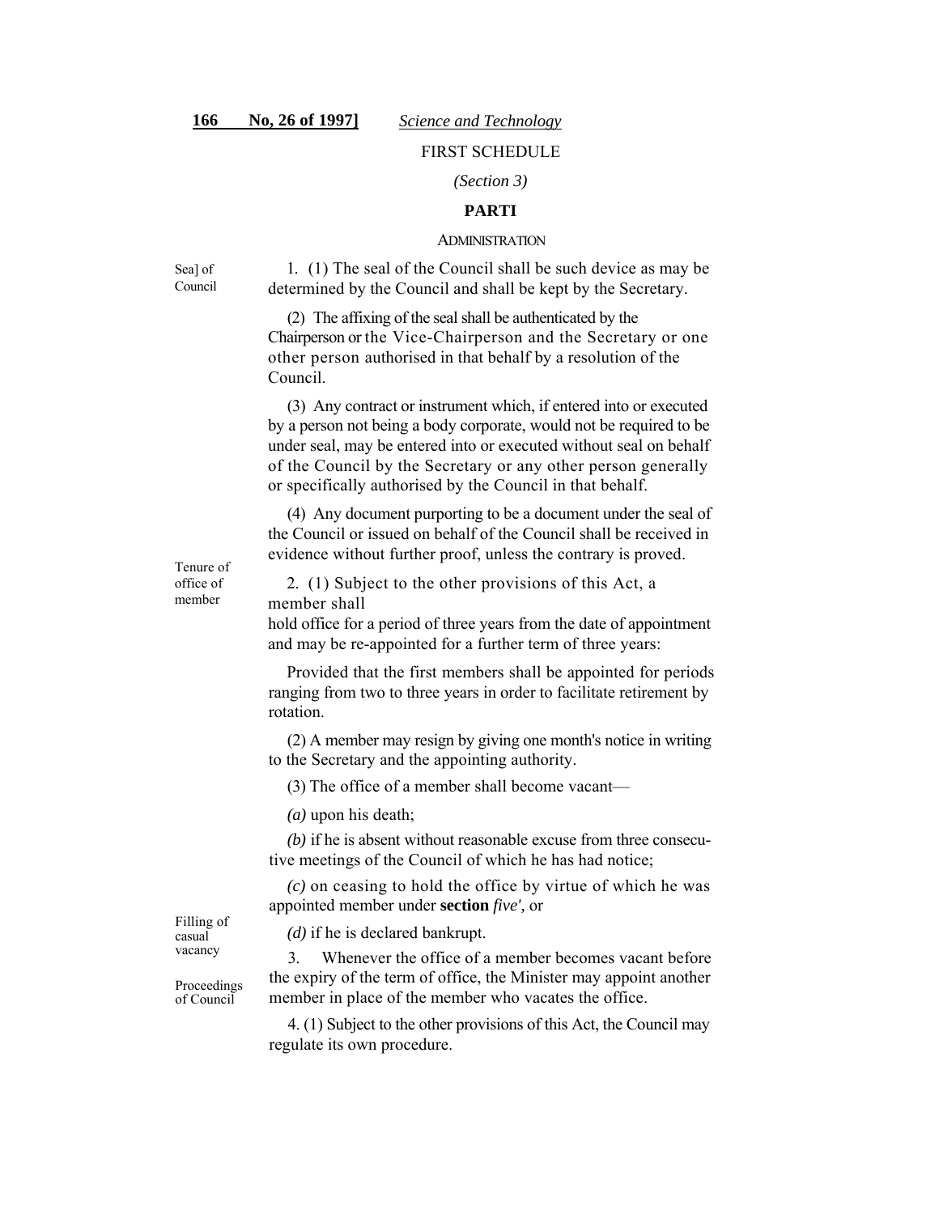FIRST SCHEDULE

*(Section 3)*

**PARTI**

ADMINISTRATION

Sea] of Council

1. (1) The seal of the Council shall be such device as may be determined by the Council and shall be kept by the Secretary.

(2) The affixing of the seal shall be authenticated by the Chairperson or the Vice-Chairperson and the Secretary or one other person authorised in that behalf by a resolution of the Council.

(3) Any contract or instrument which, if entered into or executed by a person not being a body corporate, would not be required to be under seal, may be entered into or executed without seal on behalf of the Council by the Secretary or any other person generally or specifically authorised by the Council in that behalf.

(4) Any document purporting to be a document under the seal of the Council or issued on behalf of the Council shall be received in evidence without further proof, unless the contrary is proved.

Tenure of office of member

2. (1) Subject to the other provisions of this Act, a member shall hold office for a period of three years from the date of appointment and may be re-appointed for a further term of three years:

Provided that the first members shall be appointed for periods ranging from two to three years in order to facilitate retirement by rotation.

(2) A member may resign by giving one month's notice in writing to the Secretary and the appointing authority.

(3) The office of a member shall become vacant—

*(a)* upon his death;

*(b)* if he is absent without reasonable excuse from three consecutive meetings of the Council of which he has had notice;

*(c)* on ceasing to hold the office by virtue of which he was appointed member under **section** *five',* or

*(d)* if he is declared bankrupt.

Filling of casual vacancy

3. Whenever the office of a member becomes vacant before the expiry of the term of office, the Minister may appoint another member in place of the member who vacates the office.

Proceedings of Council

4. (1) Subject to the other provisions of this Act, the Council may regulate its own procedure.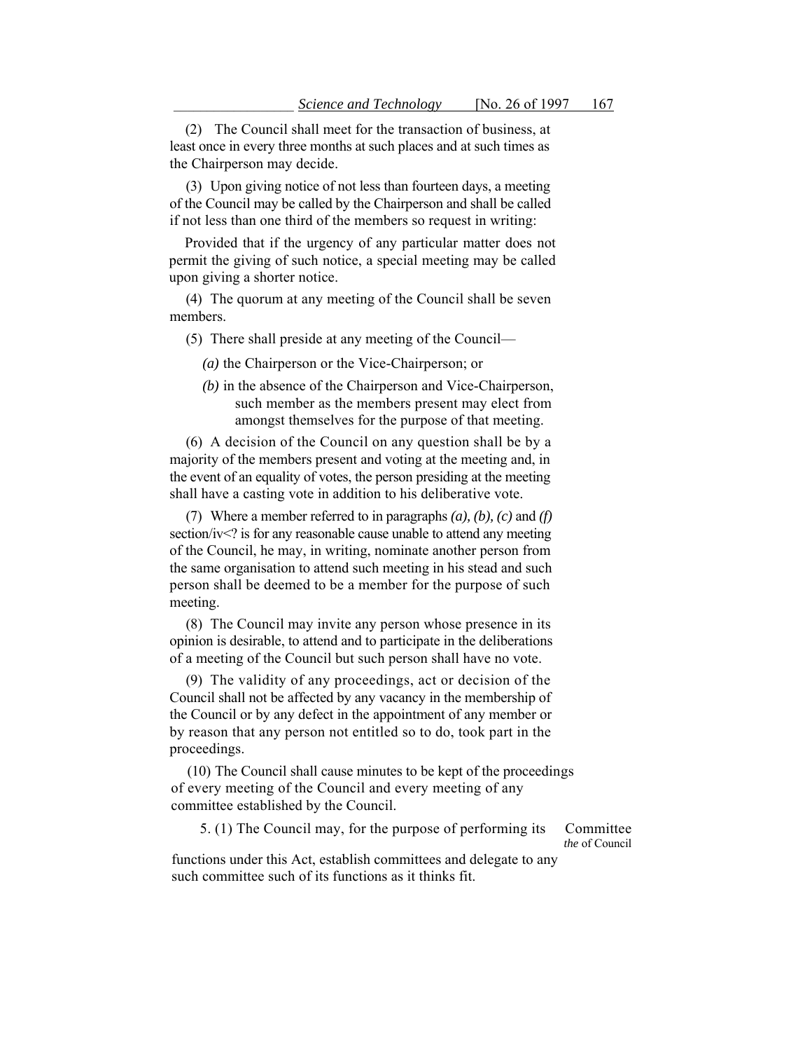(2) The Council shall meet for the transaction of business, at least once in every three months at such places and at such times as the Chairperson may decide.

(3) Upon giving notice of not less than fourteen days, a meeting of the Council may be called by the Chairperson and shall be called if not less than one third of the members so request in writing:

Provided that if the urgency of any particular matter does not permit the giving of such notice, a special meeting may be called upon giving a shorter notice.

(4) The quorum at any meeting of the Council shall be seven members.

(5) There shall preside at any meeting of the Council—

*(a)* the Chairperson or the Vice-Chairperson; or

*(b)* in the absence of the Chairperson and Vice-Chairperson, such member as the members present may elect from amongst themselves for the purpose of that meeting.

(6) A decision of the Council on any question shall be by a majority of the members present and voting at the meeting and, in the event of an equality of votes, the person presiding at the meeting shall have a casting vote in addition to his deliberative vote.

(7) Where a member referred to in paragraphs *(a)*, *(b)*, *(c)* and *(f)* section/iv<? is for any reasonable cause unable to attend any meeting of the Council, he may, in writing, nominate another person from the same organisation to attend such meeting in his stead and such person shall be deemed to be a member for the purpose of such meeting.

(8) The Council may invite any person whose presence in its opinion is desirable, to attend and to participate in the deliberations of a meeting of the Council but such person shall have no vote.

(9) The validity of any proceedings, act or decision of the Council shall not be affected by any vacancy in the membership of the Council or by any defect in the appointment of any member or by reason that any person not entitled so to do, took part in the proceedings.

(10) The Council shall cause minutes to be kept of the proceedings of every meeting of the Council and every meeting of any committee established by the Council.

Committee *the* of Council

5. (1) The Council may, for the purpose of performing its functions under this Act, establish committees and delegate to any such committee such of its functions as it thinks fit.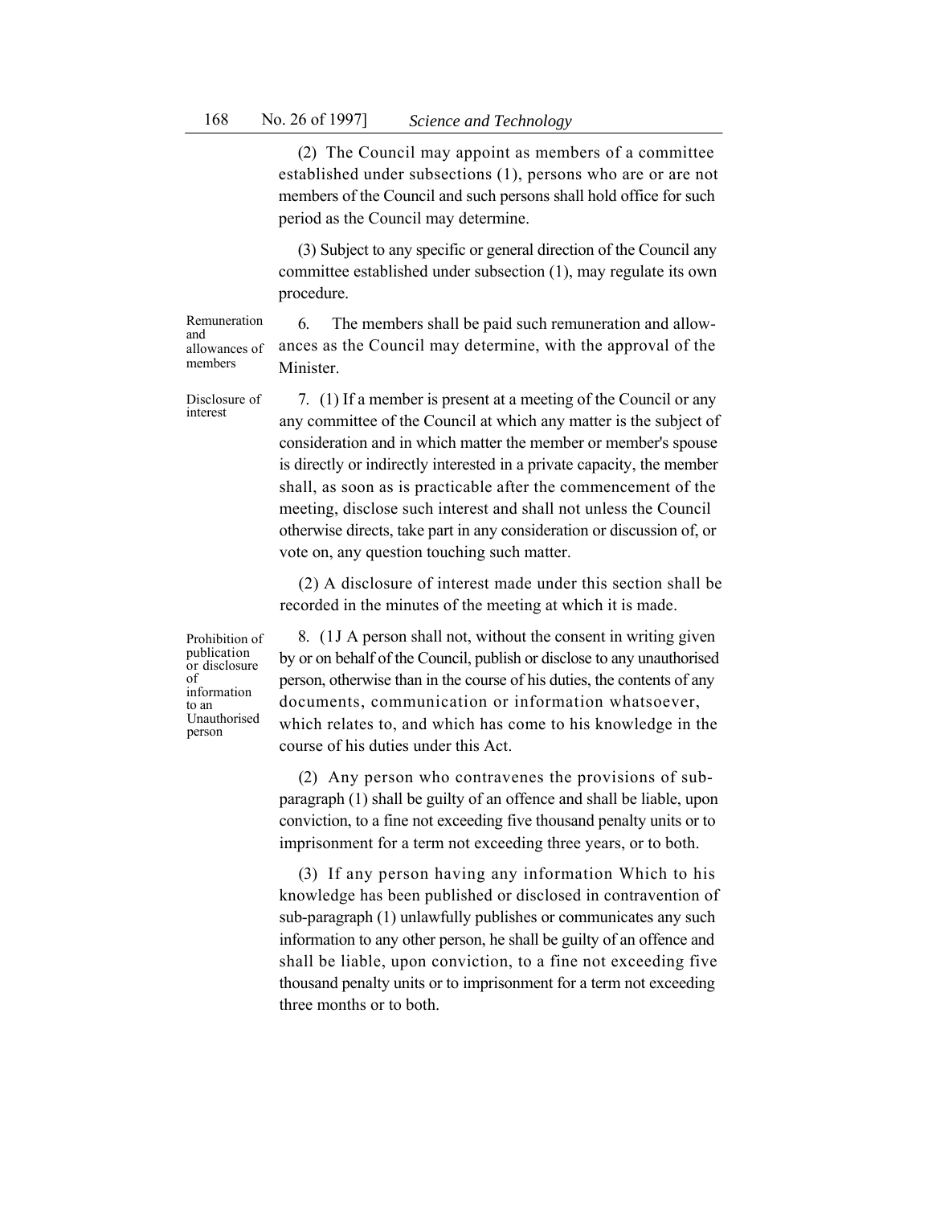(2) The Council may appoint as members of a committee established under subsections (1), persons who are or are not members of the Council and such persons shall hold office for such period as the Council may determine.

(3) Subject to any specific or general direction of the Council any committee established under subsection (1), may regulate its own procedure.

Remuneration and allowances of members

6. The members shall be paid such remuneration and allowances as the Council may determine, with the approval of the Minister.

Disclosure of interest

7. (1) If a member is present at a meeting of the Council or any any committee of the Council at which any matter is the subject of consideration and in which matter the member or member's spouse is directly or indirectly interested in a private capacity, the member shall, as soon as is practicable after the commencement of the meeting, disclose such interest and shall not unless the Council otherwise directs, take part in any consideration or discussion of, or vote on, any question touching such matter.

(2) A disclosure of interest made under this section shall be recorded in the minutes of the meeting at which it is made.

Prohibition of publication or disclosure of information to an Unauthorised person

8. (1J A person shall not, without the consent in writing given by or on behalf of the Council, publish or disclose to any unauthorised person, otherwise than in the course of his duties, the contents of any documents, communication or information whatsoever, which relates to, and which has come to his knowledge in the course of his duties under this Act.

(2) Any person who contravenes the provisions of sub-paragraph (1) shall be guilty of an offence and shall be liable, upon conviction, to a fine not exceeding five thousand penalty units or to imprisonment for a term not exceeding three years, or to both.

(3) If any person having any information Which to his knowledge has been published or disclosed in contravention of sub-paragraph (1) unlawfully publishes or communicates any such information to any other person, he shall be guilty of an offence and shall be liable, upon conviction, to a fine not exceeding five thousand penalty units or to imprisonment for a term not exceeding three months or to both.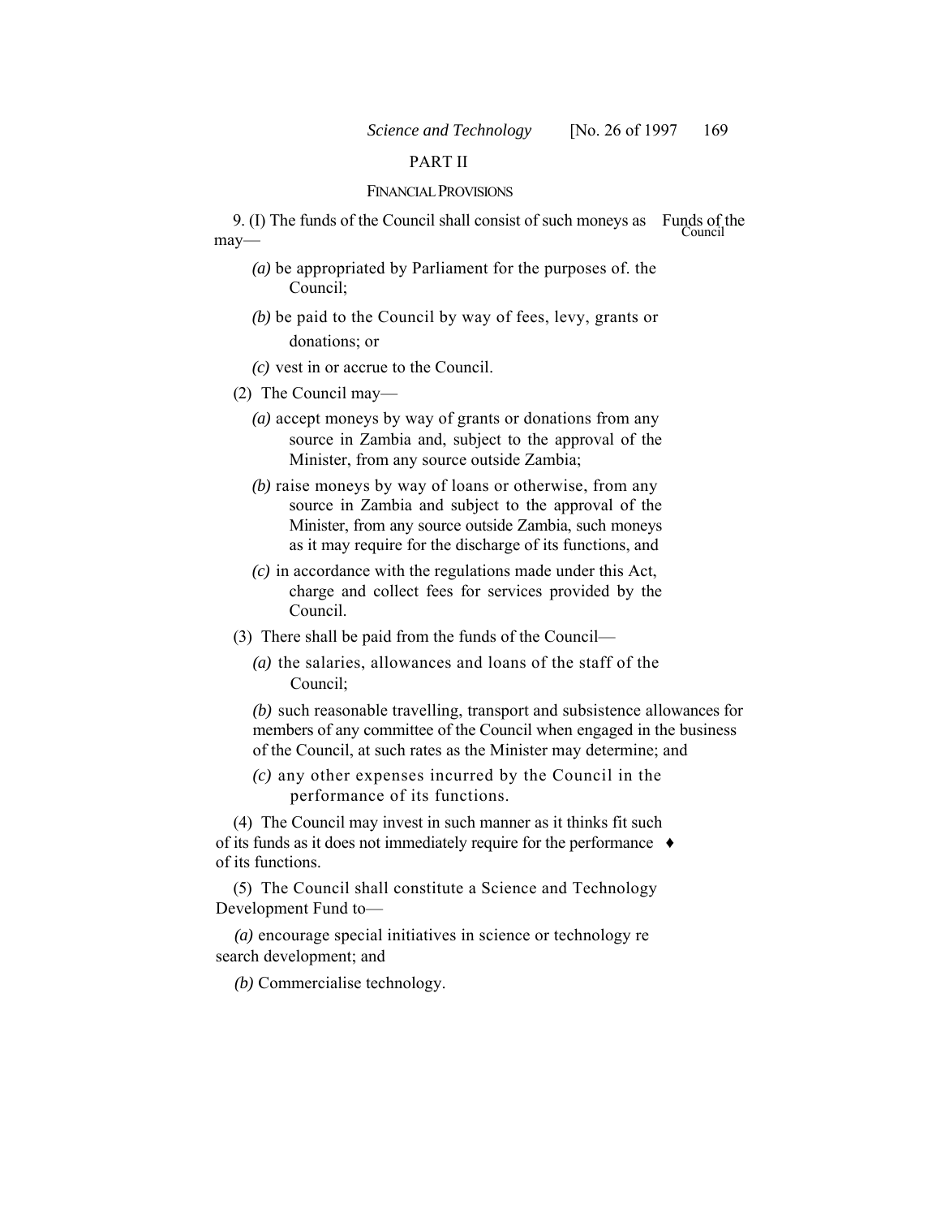## PART II

### FINANCIAL PROVISIONS

Funds of the Council

9. (I) The funds of the Council shall consist of such moneys as may—

*(a)* be appropriated by Parliament for the purposes of. the Council;

*(b)* be paid to the Council by way of fees, levy, grants or donations; or

*(c)* vest in or accrue to the Council.

(2) The Council may—

*(a)* accept moneys by way of grants or donations from any source in Zambia and, subject to the approval of the Minister, from any source outside Zambia;

*(b)* raise moneys by way of loans or otherwise, from any source in Zambia and subject to the approval of the Minister, from any source outside Zambia, such moneys as it may require for the discharge of its functions, and

*(c)* in accordance with the regulations made under this Act, charge and collect fees for services provided by the Council.

(3) There shall be paid from the funds of the Council—

*(a)* the salaries, allowances and loans of the staff of the Council;

*(b)* such reasonable travelling, transport and subsistence allowances for members of any committee of the Council when engaged in the business of the Council, at such rates as the Minister may determine; and

*(c)* any other expenses incurred by the Council in the performance of its functions.

(4) The Council may invest in such manner as it thinks fit such of its funds as it does not immediately require for the performance of its functions.

(5) The Council shall constitute a Science and Technology Development Fund to—

*(a)* encourage special initiatives in science or technology re search development; and

*(b)* Commercialise technology.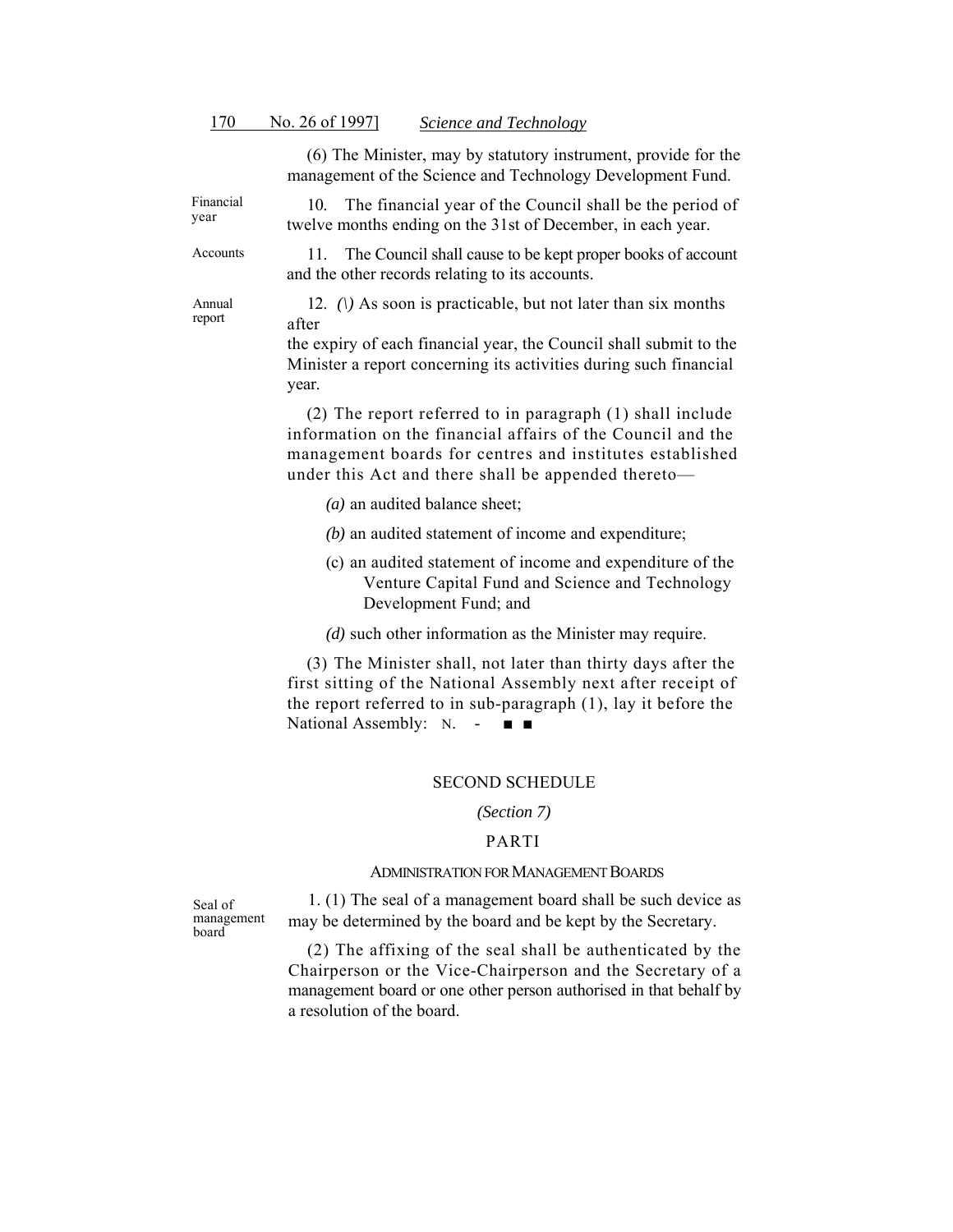(6) The Minister, may by statutory instrument, provide for the management of the Science and Technology Development Fund.

Financial year

10. The financial year of the Council shall be the period of twelve months ending on the 31st of December, in each year.

Accounts

11. The Council shall cause to be kept proper books of account and the other records relating to its accounts.

Annual report

12. *(\)* As soon is practicable, but not later than six months after
the expiry of each financial year, the Council shall submit to the Minister a report concerning its activities during such financial year.

(2) The report referred to in paragraph (1) shall include information on the financial affairs of the Council and the management boards for centres and institutes established under this Act and there shall be appended thereto—

*(a)* an audited balance sheet;

*(b)* an audited statement of income and expenditure;

(c) an audited statement of income and expenditure of the Venture Capital Fund and Science and Technology Development Fund; and

*(d)* such other information as the Minister may require.

(3) The Minister shall, not later than thirty days after the first sitting of the National Assembly next after receipt of the report referred to in sub-paragraph (1), lay it before the National Assembly: N. - ■ ■

## SECOND SCHEDULE

*(Section 7)*

### PARTI

#### ADMINISTRATION FOR MANAGEMENT BOARDS

Seal of management board

1. (1) The seal of a management board shall be such device as may be determined by the board and be kept by the Secretary.

(2) The affixing of the seal shall be authenticated by the Chairperson or the Vice-Chairperson and the Secretary of a management board or one other person authorised in that behalf by a resolution of the board.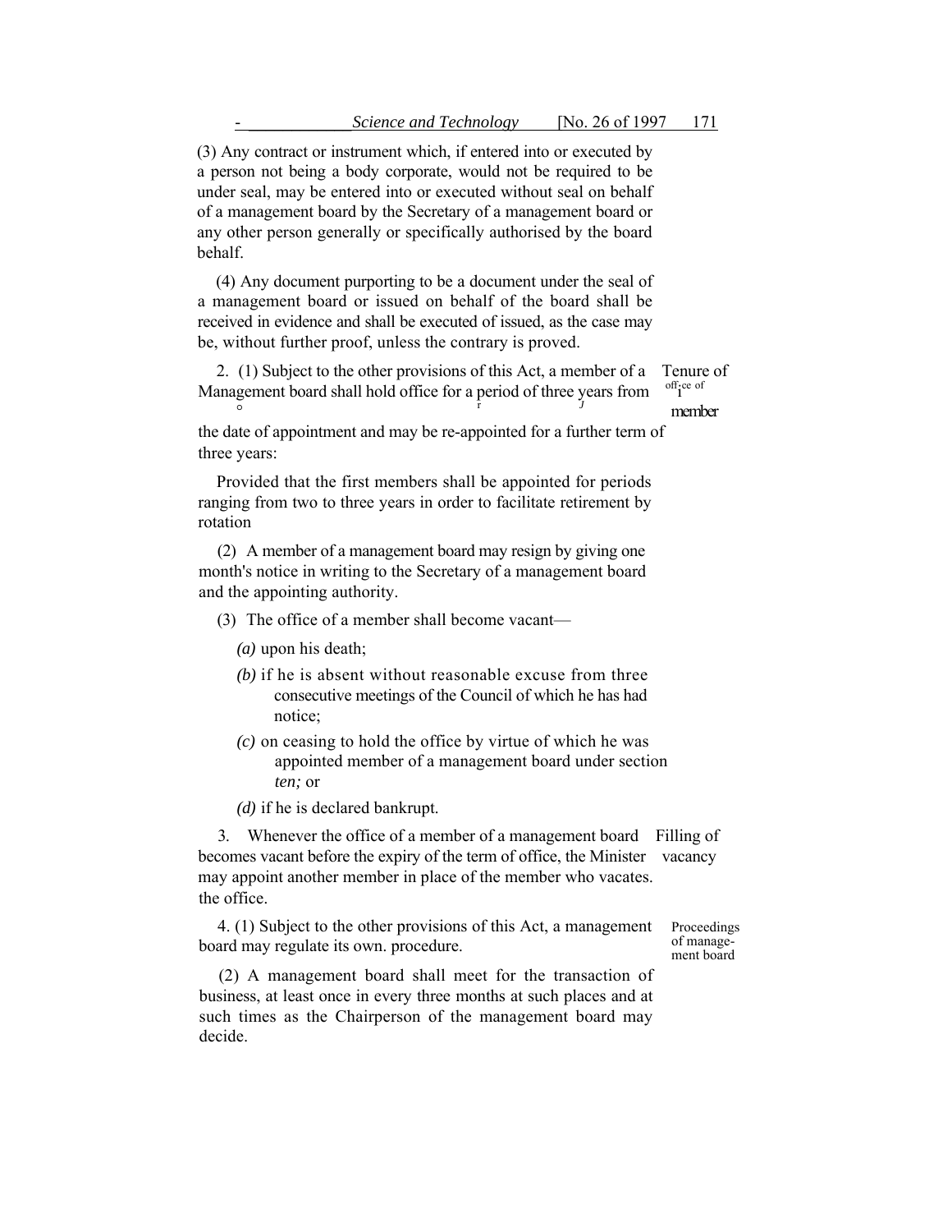(3) Any contract or instrument which, if entered into or executed by a person not being a body corporate, would not be required to be under seal, may be entered into or executed without seal on behalf of a management board by the Secretary of a management board or any other person generally or specifically authorised by the board behalf.

(4) Any document purporting to be a document under the seal of a management board or issued on behalf of the board shall be received in evidence and shall be executed of issued, as the case may be, without further proof, unless the contrary is proved.

Tenure of office of member

2. (1) Subject to the other provisions of this Act, a member of a Management board shall hold office for a period of three years from the date of appointment and may be re-appointed for a further term of three years:

Provided that the first members shall be appointed for periods ranging from two to three years in order to facilitate retirement by rotation

(2) A member of a management board may resign by giving one month's notice in writing to the Secretary of a management board and the appointing authority.

(3) The office of a member shall become vacant—

*(a)* upon his death;

*(b)* if he is absent without reasonable excuse from three consecutive meetings of the Council of which he has had notice;

*(c)* on ceasing to hold the office by virtue of which he was appointed member of a management board under section *ten;* or

*(d)* if he is declared bankrupt.

Filling of vacancy

3. Whenever the office of a member of a management board becomes vacant before the expiry of the term of office, the Minister may appoint another member in place of the member who vacates. the office.

Proceedings of management board

4. (1) Subject to the other provisions of this Act, a management board may regulate its own. procedure.

(2) A management board shall meet for the transaction of business, at least once in every three months at such places and at such times as the Chairperson of the management board may decide.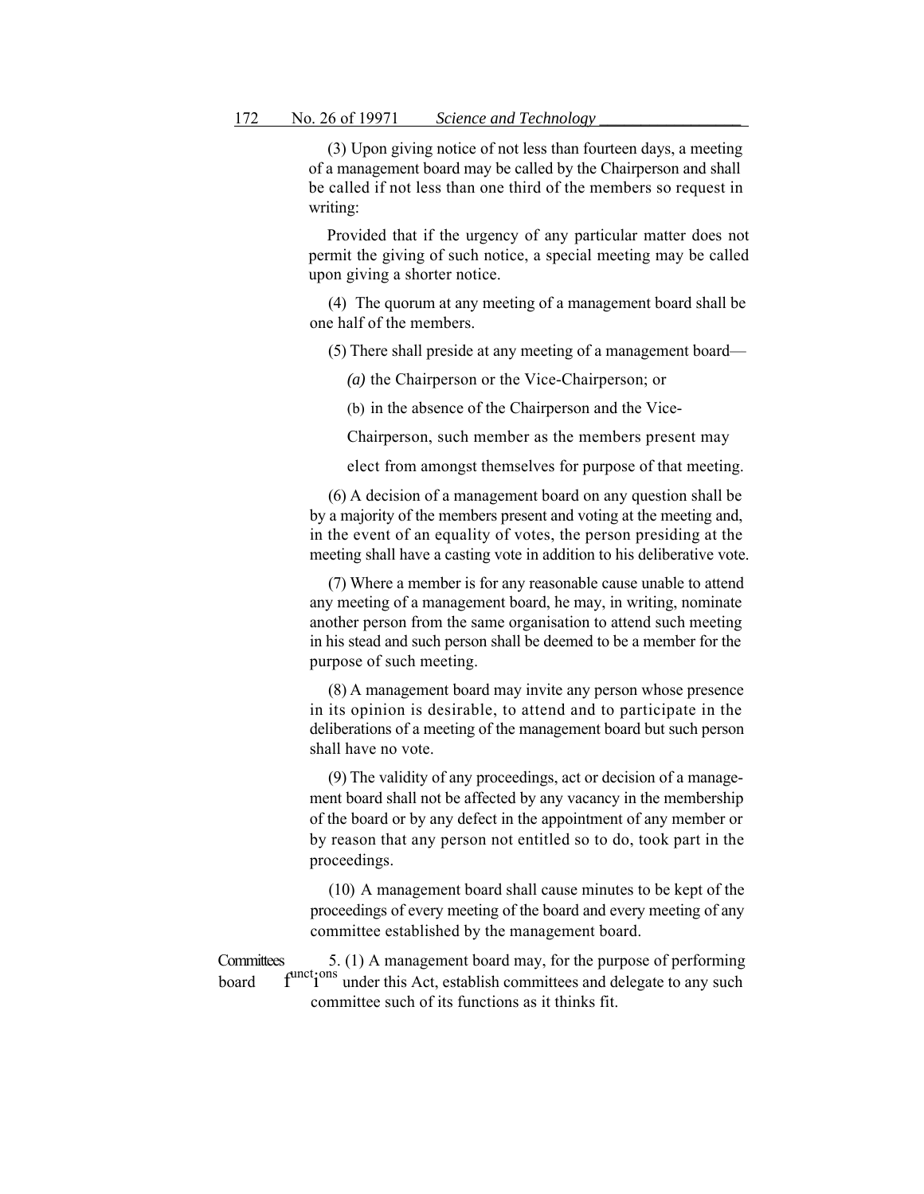(3) Upon giving notice of not less than fourteen days, a meeting of a management board may be called by the Chairperson and shall be called if not less than one third of the members so request in writing:

Provided that if the urgency of any particular matter does not permit the giving of such notice, a special meeting may be called upon giving a shorter notice.

(4) The quorum at any meeting of a management board shall be one half of the members.

(5) There shall preside at any meeting of a management board—

*(a)* the Chairperson or the Vice-Chairperson; or

(b) in the absence of the Chairperson and the Vice-Chairperson, such member as the members present may elect from amongst themselves for purpose of that meeting.

(6) A decision of a management board on any question shall be by a majority of the members present and voting at the meeting and, in the event of an equality of votes, the person presiding at the meeting shall have a casting vote in addition to his deliberative vote.

(7) Where a member is for any reasonable cause unable to attend any meeting of a management board, he may, in writing, nominate another person from the same organisation to attend such meeting in his stead and such person shall be deemed to be a member for the purpose of such meeting.

(8) A management board may invite any person whose presence in its opinion is desirable, to attend and to participate in the deliberations of a meeting of the management board but such person shall have no vote.

(9) The validity of any proceedings, act or decision of a management board shall not be affected by any vacancy in the membership of the board or by any defect in the appointment of any member or by reason that any person not entitled so to do, took part in the proceedings.

(10) A management board shall cause minutes to be kept of the proceedings of every meeting of the board and every meeting of any committee established by the management board.

Committees board

5. (1) A management board may, for the purpose of performing functions under this Act, establish committees and delegate to any such committee such of its functions as it thinks fit.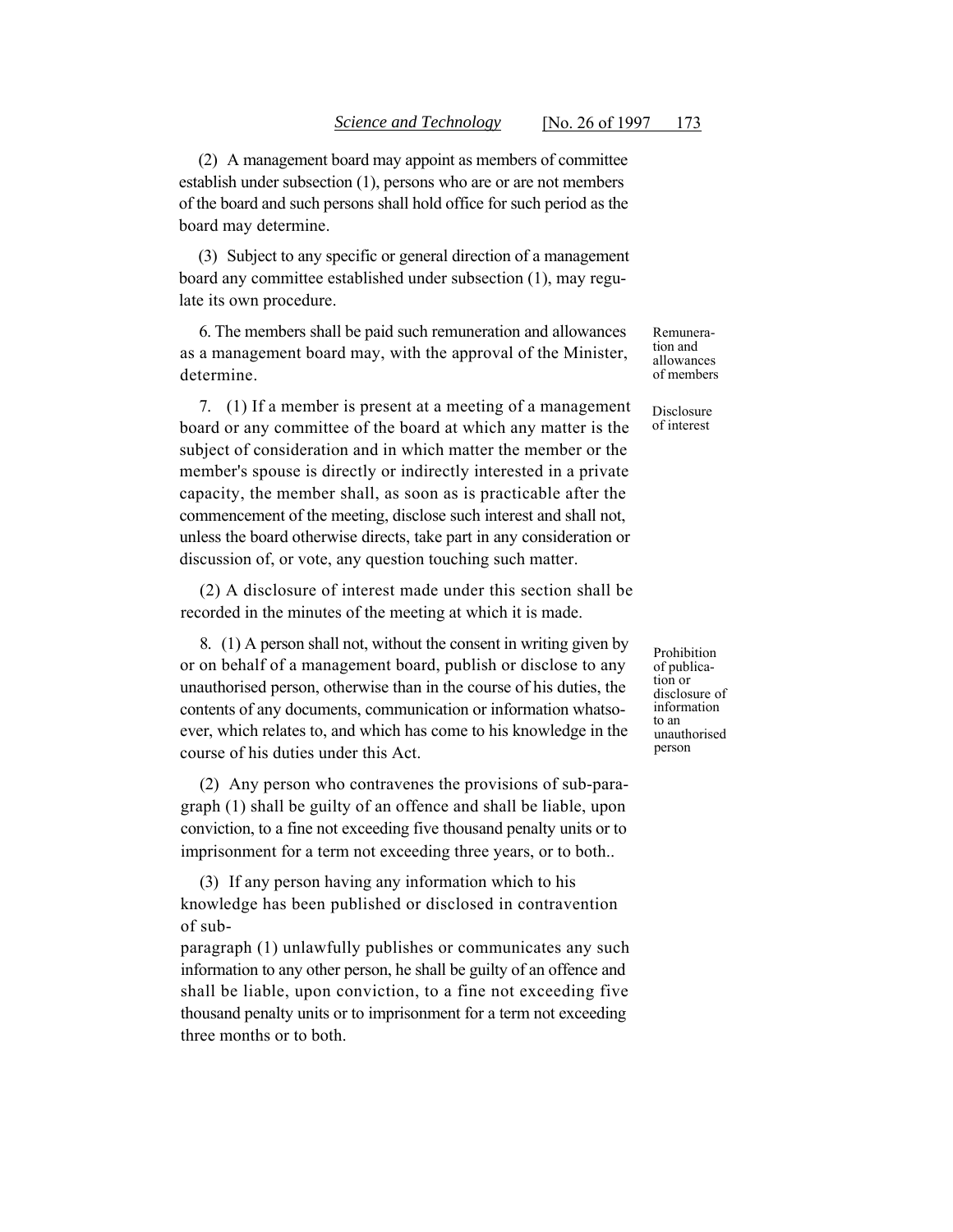(2) A management board may appoint as members of committee establish under subsection (1), persons who are or are not members of the board and such persons shall hold office for such period as the board may determine.

(3) Subject to any specific or general direction of a management board any committee established under subsection (1), may regulate its own procedure.

*Remuneration and allowances of members*

6. The members shall be paid such remuneration and allowances as a management board may, with the approval of the Minister, determine.

*Disclosure of interest*

7. (1) If a member is present at a meeting of a management board or any committee of the board at which any matter is the subject of consideration and in which matter the member or the member's spouse is directly or indirectly interested in a private capacity, the member shall, as soon as is practicable after the commencement of the meeting, disclose such interest and shall not, unless the board otherwise directs, take part in any consideration or discussion of, or vote, any question touching such matter.

(2) A disclosure of interest made under this section shall be recorded in the minutes of the meeting at which it is made.

*Prohibition of publication or disclosure of information to an unauthorised person*

8. (1) A person shall not, without the consent in writing given by or on behalf of a management board, publish or disclose to any unauthorised person, otherwise than in the course of his duties, the contents of any documents, communication or information whatsoever, which relates to, and which has come to his knowledge in the course of his duties under this Act.

(2) Any person who contravenes the provisions of sub-paragraph (1) shall be guilty of an offence and shall be liable, upon conviction, to a fine not exceeding five thousand penalty units or to imprisonment for a term not exceeding three years, or to both..

(3) If any person having any information which to his knowledge has been published or disclosed in contravention of sub-paragraph (1) unlawfully publishes or communicates any such information to any other person, he shall be guilty of an offence and shall be liable, upon conviction, to a fine not exceeding five thousand penalty units or to imprisonment for a term not exceeding three months or to both.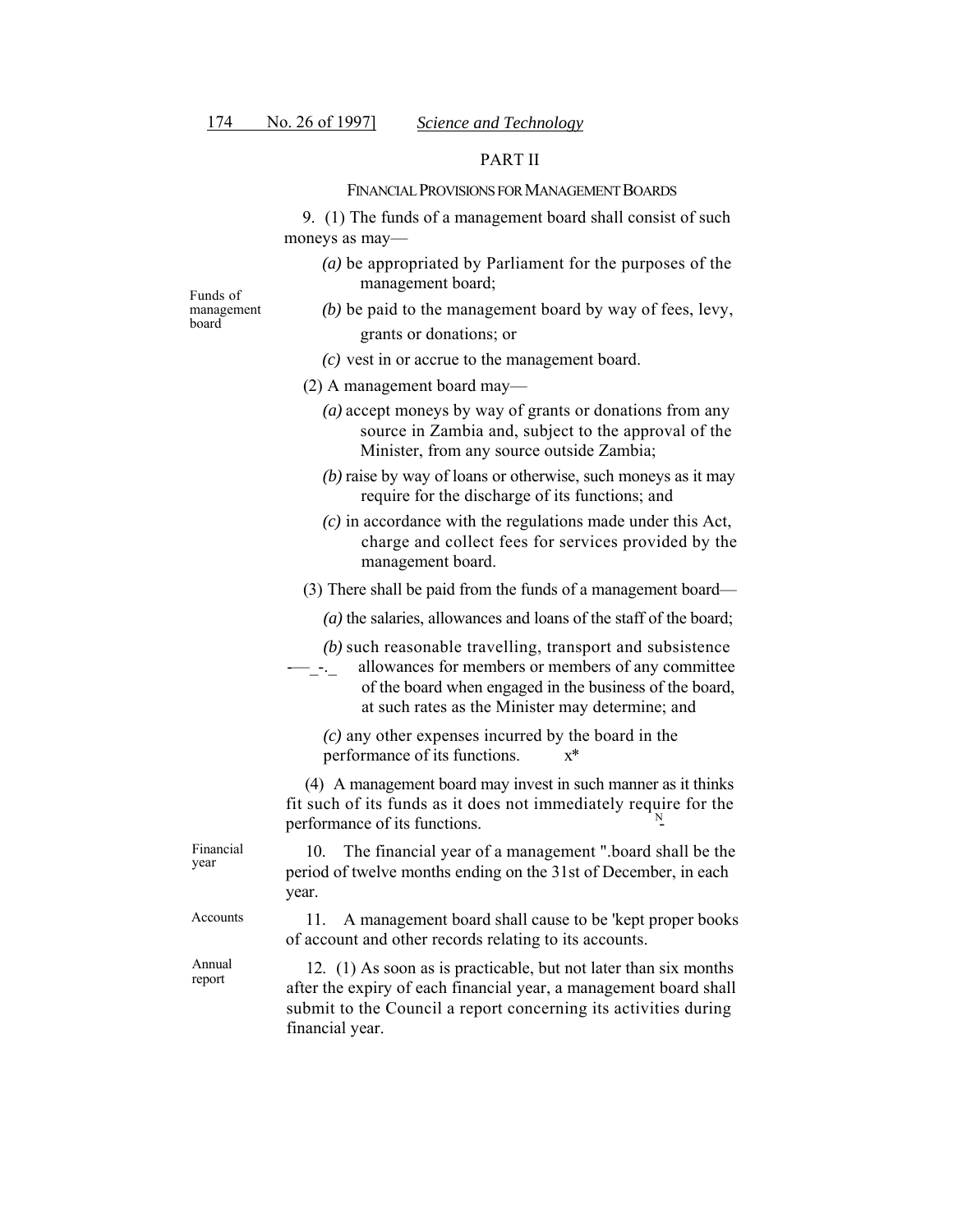## PART II

### FINANCIAL PROVISIONS FOR MANAGEMENT BOARDS

Funds of management board

9. (1) The funds of a management board shall consist of such moneys as may—

*(a)* be appropriated by Parliament for the purposes of the management board;

*(b)* be paid to the management board by way of fees, levy, grants or donations; or

*(c)* vest in or accrue to the management board.

(2) A management board may—

*(a)* accept moneys by way of grants or donations from any source in Zambia and, subject to the approval of the Minister, from any source outside Zambia;

*(b)* raise by way of loans or otherwise, such moneys as it may require for the discharge of its functions; and

*(c)* in accordance with the regulations made under this Act, charge and collect fees for services provided by the management board.

(3) There shall be paid from the funds of a management board—

*(a)* the salaries, allowances and loans of the staff of the board;

*(b)* such reasonable travelling, transport and subsistence allowances for members or members of any committee of the board when engaged in the business of the board, at such rates as the Minister may determine; and

*(c)* any other expenses incurred by the board in the performance of its functions.

(4) A management board may invest in such manner as it thinks fit such of its funds as it does not immediately require for the performance of its functions.

Financial year

10. The financial year of a management ".board shall be the period of twelve months ending on the 31st of December, in each year.

Accounts

11. A management board shall cause to be 'kept proper books of account and other records relating to its accounts.

Annual report

12. (1) As soon as is practicable, but not later than six months after the expiry of each financial year, a management board shall submit to the Council a report concerning its activities during financial year.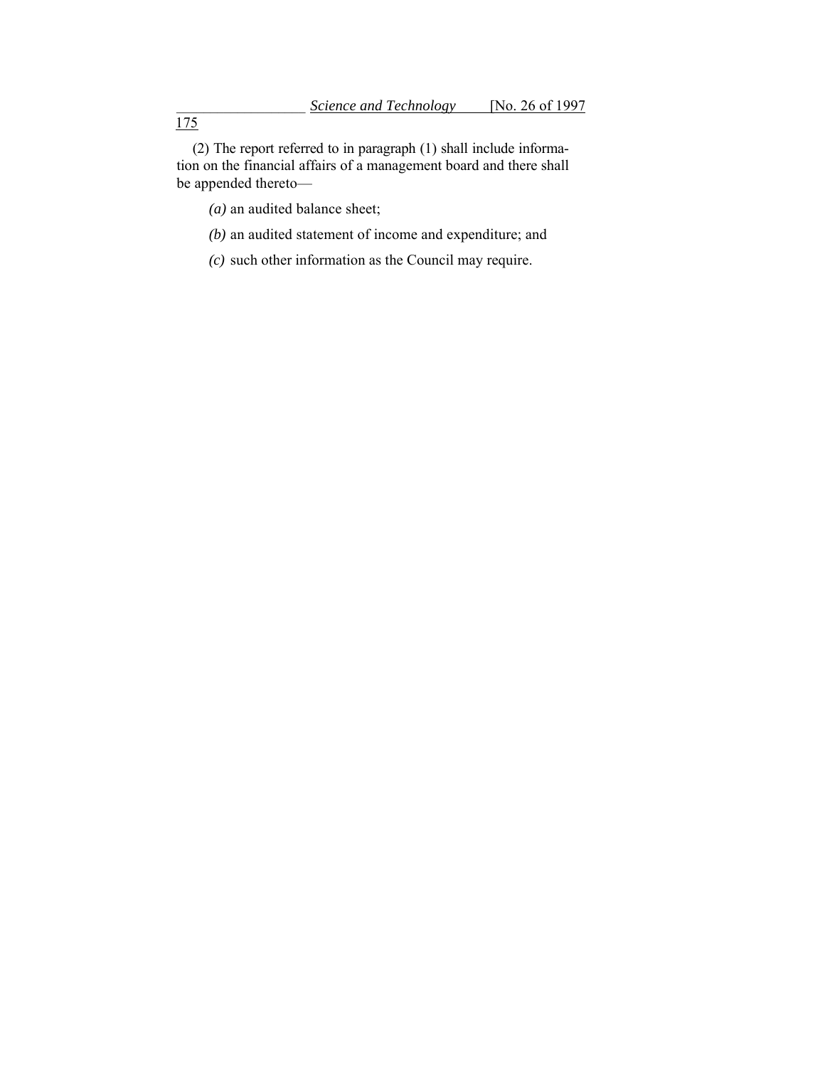(2) The report referred to in paragraph (1) shall include information on the financial affairs of a management board and there shall be appended thereto—

*(a)* an audited balance sheet;

*(b)* an audited statement of income and expenditure; and

*(c)* such other information as the Council may require.